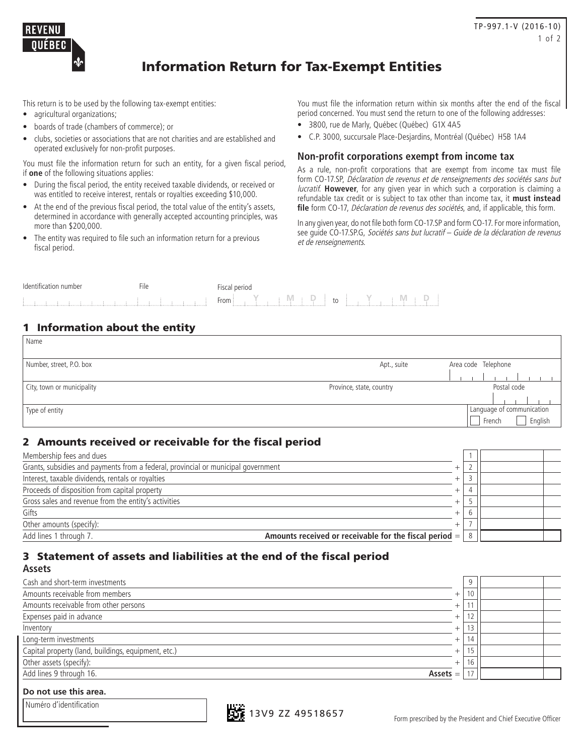REVENU QUÉBEC

TP-997.1-V (2016-10)

# Information Return for Tax-Exempt Entities

This return is to be used by the following tax-exempt entities:

- agricultural organizations;
- boards of trade (chambers of commerce); or
- clubs, societies or associations that are not charities and are established and operated exclusively for non-profit purposes.

You must file the information return for such an entity, for a given fiscal period, if **one** of the following situations applies:

- During the fiscal period, the entity received taxable dividends, or received or was entitled to receive interest, rentals or royalties exceeding $10,000.
- At the end of the previous fiscal period, the total value of the entity's assets, determined in accordance with generally accepted accounting principles, was more than $200,000.
- The entity was required to file such an information return for a previous fiscal period.

You must file the information return within six months after the end of the fiscal period concerned. You must send the return to one of the following addresses:

- 3800, rue de Marly, Québec (Québec) G1X 4A5
- C.P. 3000, succursale Place-Desjardins, Montréal (Québec) H5B 1A4

### Non-profit corporations exempt from income tax

As a rule, non-profit corporations that are exempt from income tax must file form CO-17.SP, *Déclaration de revenus et de renseignements des sociétés sans but lucratif*. **However**, for any given year in which such a corporation is claiming a refundable tax credit or is subject to tax other than income tax, it **must instead file** form CO-17, *Déclaration de revenus des sociétés*, and, if applicable, this form.

In any given year, do not file both form CO-17.SP and form CO-17. For more information, see guide CO-17.SP.G, *Sociétés sans but lucratif – Guide de la déclaration de revenus et de renseignements*.

| Identification number | File | Fiscal period |
|---|---|---|
| | | From Y M D to Y M D |

## 1 Information about the entity

| | | |
|---|---|---|
| Name | | |
| Number, street, P.O. box | Apt., suite | Area code Telephone |
| City, town or municipality | Province, state, country | Postal code |
| Type of entity | | Language of communication ☐ French ☐ English |

## 2 Amounts received or receivable for the fiscal period

| Item | | Line | Amount |
|---|---|---|---|
| Membership fees and dues | | 1 | |
| Grants, subsidies and payments from a federal, provincial or municipal government | + | 2 | |
| Interest, taxable dividends, rentals or royalties | + | 3 | |
| Proceeds of disposition from capital property | + | 4 | |
| Gross sales and revenue from the entity's activities | + | 5 | |
| Gifts | + | 6 | |
| Other amounts (specify): | + | 7 | |
| Add lines 1 through 7. **Amounts received or receivable for the fiscal period** | = | 8 | |

## 3 Statement of assets and liabilities at the end of the fiscal period

### Assets

| Item | | Line | Amount |
|---|---|---|---|
| Cash and short-term investments | | 9 | |
| Amounts receivable from members | + | 10 | |
| Amounts receivable from other persons | + | 11 | |
| Expenses paid in advance | + | 12 | |
| Inventory | + | 13 | |
| Long-term investments | + | 14 | |
| Capital property (land, buildings, equipment, etc.) | + | 15 | |
| Other assets (specify): | + | 16 | |
| Add lines 9 through 16. **Assets** | = | 17 | |

**Do not use this area.**

Numéro d'identification

13V9 ZZ 49518657

Form prescribed by the President and Chief Executive Officer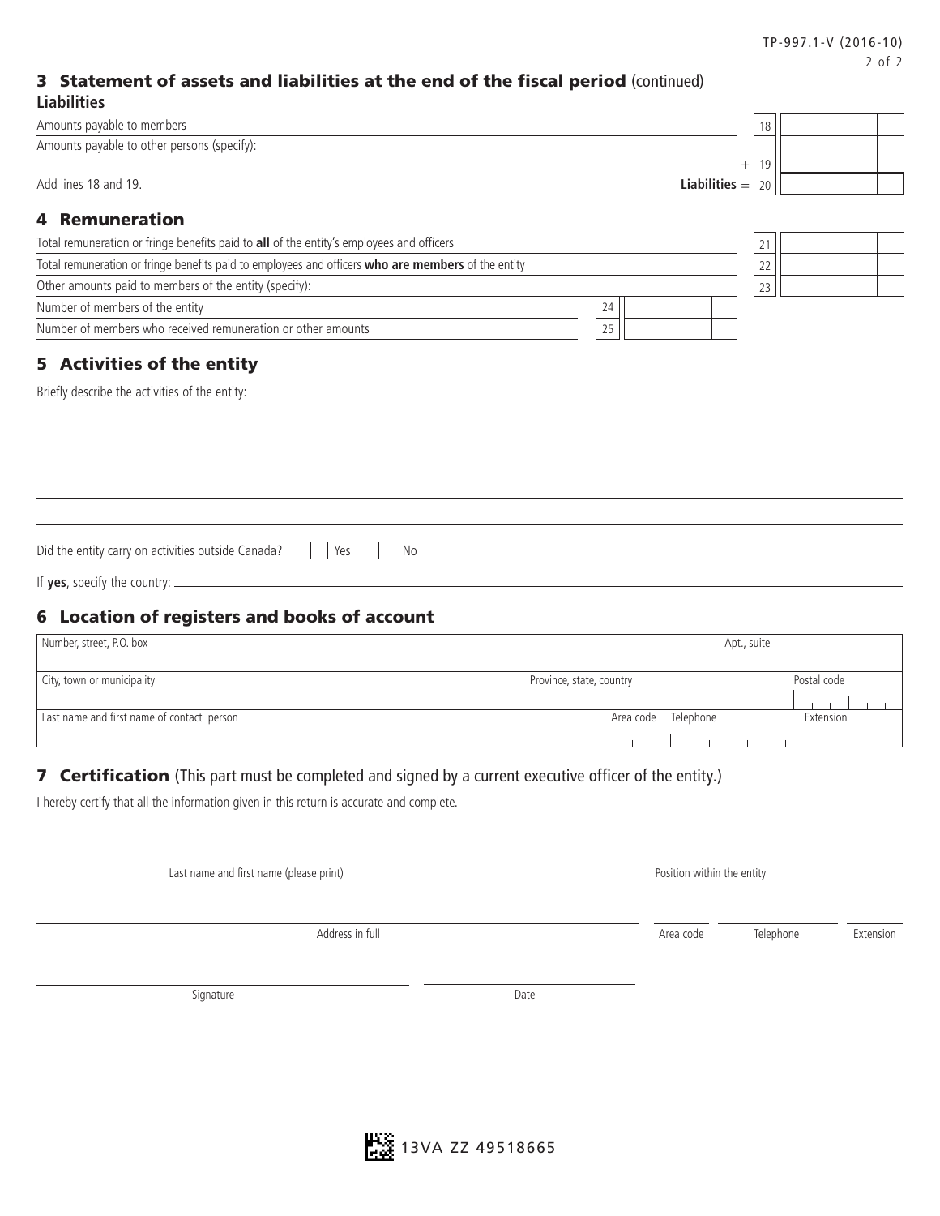## 3 Statement of assets and liabilities at the end of the fiscal period (continued)

**Liabilities**

| | | | |
|---|---|---|---|
| Amounts payable to members | | 18 | |
| Amounts payable to other persons (specify): | + | 19 | |
| Add lines 18 and 19. | **Liabilities** = | 20 | |

## 4 Remuneration

| | | | | |
|---|---|---|---|---|
| Total remuneration or fringe benefits paid to **all** of the entity's employees and officers | | | 21 | |
| Total remuneration or fringe benefits paid to employees and officers **who are members** of the entity | | | 22 | |
| Other amounts paid to members of the entity (specify): | | | 23 | |
| Number of members of the entity | 24 | | | |
| Number of members who received remuneration or other amounts | 25 | | | |

## 5 Activities of the entity

Briefly describe the activities of the entity: \_\_\_\_\_\_\_\_\_\_\_\_\_\_\_\_\_\_\_\_

Did the entity carry on activities outside Canada? ☐ Yes ☐ No

If **yes**, specify the country: \_\_\_\_\_\_\_\_\_\_\_\_\_\_\_\_\_\_\_\_

## 6 Location of registers and books of account

| | | |
|---|---|---|
| Number, street, P.O. box | | Apt., suite |
| City, town or municipality | Province, state, country | Postal code |
| Last name and first name of contact person | Area code Telephone | Extension |

## 7 Certification (This part must be completed and signed by a current executive officer of the entity.)

I hereby certify that all the information given in this return is accurate and complete.

\_\_\_\_\_\_\_\_\_\_\_\_\_\_\_\_\_\_\_\_ \_\_\_\_\_\_\_\_\_\_\_\_\_\_\_\_\_\_\_\_
Last name and first name (please print) Position within the entity

\_\_\_\_\_\_\_\_\_\_\_\_\_\_\_\_\_\_\_\_ \_\_\_\_\_\_\_\_ \_\_\_\_\_\_\_\_ \_\_\_\_\_\_\_\_
Address in full Area code Telephone Extension

\_\_\_\_\_\_\_\_\_\_\_\_\_\_\_\_\_\_\_\_ \_\_\_\_\_\_\_\_\_\_\_\_\_\_\_\_\_\_\_\_
Signature Date

13VA ZZ 49518665